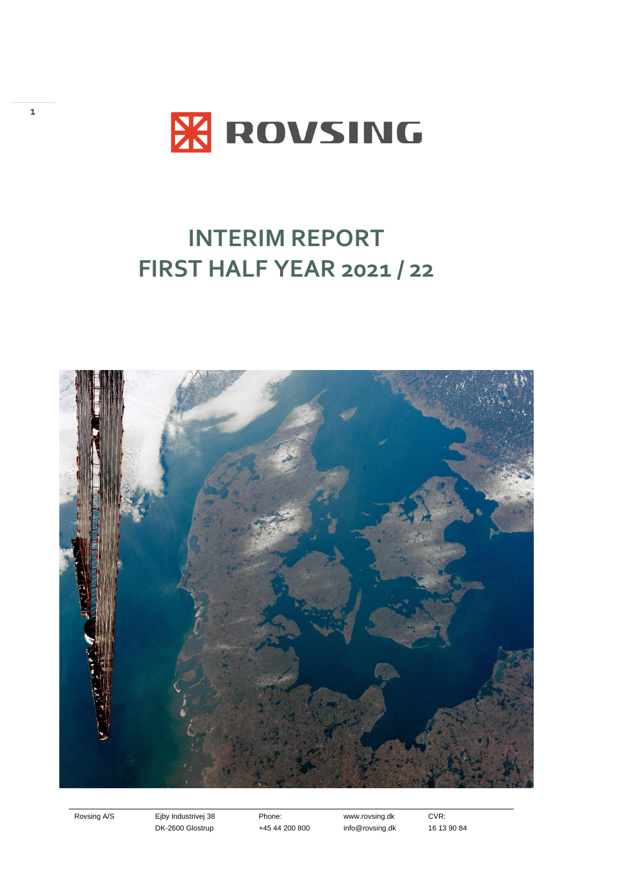# ROVSING

# INTERIM REPORT
# FIRST HALF YEAR 2021 / 22

Rovsing A/S  
Ejby Industrivej 38  
DK-2600 Glostrup  
Phone: +45 44 200 800  
www.rovsing.dk  
info@rovsing.dk  
CVR: 16 13 90 84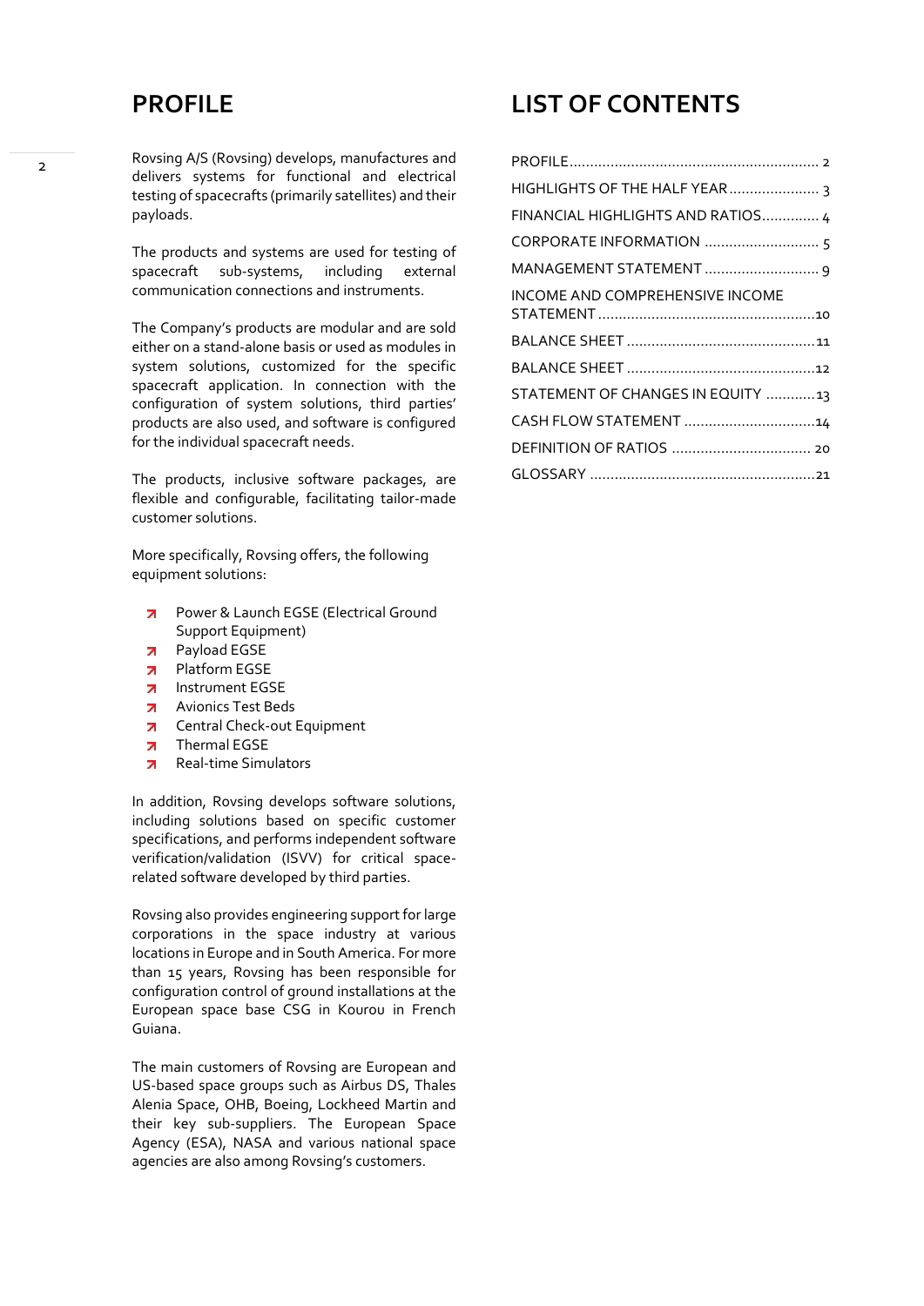# PROFILE

Rovsing A/S (Rovsing) develops, manufactures and delivers systems for functional and electrical testing of spacecrafts (primarily satellites) and their payloads.

The products and systems are used for testing of spacecraft sub-systems, including external communication connections and instruments.

The Company's products are modular and are sold either on a stand-alone basis or used as modules in system solutions, customized for the specific spacecraft application. In connection with the configuration of system solutions, third parties' products are also used, and software is configured for the individual spacecraft needs.

The products, inclusive software packages, are flexible and configurable, facilitating tailor-made customer solutions.

More specifically, Rovsing offers, the following equipment solutions:

- Power & Launch EGSE (Electrical Ground Support Equipment)
- Payload EGSE
- Platform EGSE
- Instrument EGSE
- Avionics Test Beds
- Central Check-out Equipment
- Thermal EGSE
- Real-time Simulators

In addition, Rovsing develops software solutions, including solutions based on specific customer specifications, and performs independent software verification/validation (ISVV) for critical space-related software developed by third parties.

Rovsing also provides engineering support for large corporations in the space industry at various locations in Europe and in South America. For more than 15 years, Rovsing has been responsible for configuration control of ground installations at the European space base CSG in Kourou in French Guiana.

The main customers of Rovsing are European and US-based space groups such as Airbus DS, Thales Alenia Space, OHB, Boeing, Lockheed Martin and their key sub-suppliers. The European Space Agency (ESA), NASA and various national space agencies are also among Rovsing's customers.

# LIST OF CONTENTS

| | |
|---|---|
| PROFILE | 2 |
| HIGHLIGHTS OF THE HALF YEAR | 3 |
| FINANCIAL HIGHLIGHTS AND RATIOS | 4 |
| CORPORATE INFORMATION | 5 |
| MANAGEMENT STATEMENT | 9 |
| INCOME AND COMPREHENSIVE INCOME STATEMENT | 10 |
| BALANCE SHEET | 11 |
| BALANCE SHEET | 12 |
| STATEMENT OF CHANGES IN EQUITY | 13 |
| CASH FLOW STATEMENT | 14 |
| DEFINITION OF RATIOS | 20 |
| GLOSSARY | 21 |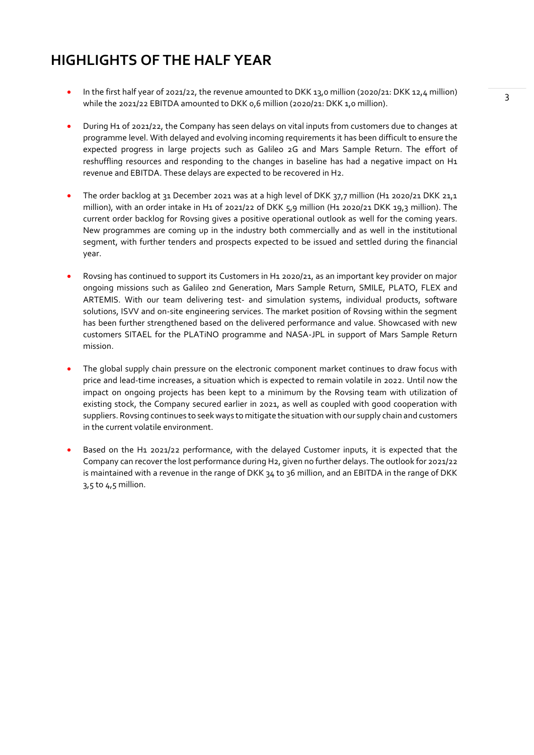# HIGHLIGHTS OF THE HALF YEAR

- In the first half year of 2021/22, the revenue amounted to DKK 13,0 million (2020/21: DKK 12,4 million) while the 2021/22 EBITDA amounted to DKK 0,6 million (2020/21: DKK 1,0 million).

- During H1 of 2021/22, the Company has seen delays on vital inputs from customers due to changes at programme level. With delayed and evolving incoming requirements it has been difficult to ensure the expected progress in large projects such as Galileo 2G and Mars Sample Return. The effort of reshuffling resources and responding to the changes in baseline has had a negative impact on H1 revenue and EBITDA. These delays are expected to be recovered in H2.

- The order backlog at 31 December 2021 was at a high level of DKK 37,7 million (H1 2020/21 DKK 21,1 million), with an order intake in H1 of 2021/22 of DKK 5,9 million (H1 2020/21 DKK 19,3 million). The current order backlog for Rovsing gives a positive operational outlook as well for the coming years. New programmes are coming up in the industry both commercially and as well in the institutional segment, with further tenders and prospects expected to be issued and settled during the financial year.

- Rovsing has continued to support its Customers in H1 2020/21, as an important key provider on major ongoing missions such as Galileo 2nd Generation, Mars Sample Return, SMILE, PLATO, FLEX and ARTEMIS. With our team delivering test- and simulation systems, individual products, software solutions, ISVV and on-site engineering services. The market position of Rovsing within the segment has been further strengthened based on the delivered performance and value. Showcased with new customers SITAEL for the PLATiNO programme and NASA-JPL in support of Mars Sample Return mission.

- The global supply chain pressure on the electronic component market continues to draw focus with price and lead-time increases, a situation which is expected to remain volatile in 2022. Until now the impact on ongoing projects has been kept to a minimum by the Rovsing team with utilization of existing stock, the Company secured earlier in 2021, as well as coupled with good cooperation with suppliers. Rovsing continues to seek ways to mitigate the situation with our supply chain and customers in the current volatile environment.

- Based on the H1 2021/22 performance, with the delayed Customer inputs, it is expected that the Company can recover the lost performance during H2, given no further delays. The outlook for 2021/22 is maintained with a revenue in the range of DKK 34 to 36 million, and an EBITDA in the range of DKK 3,5 to 4,5 million.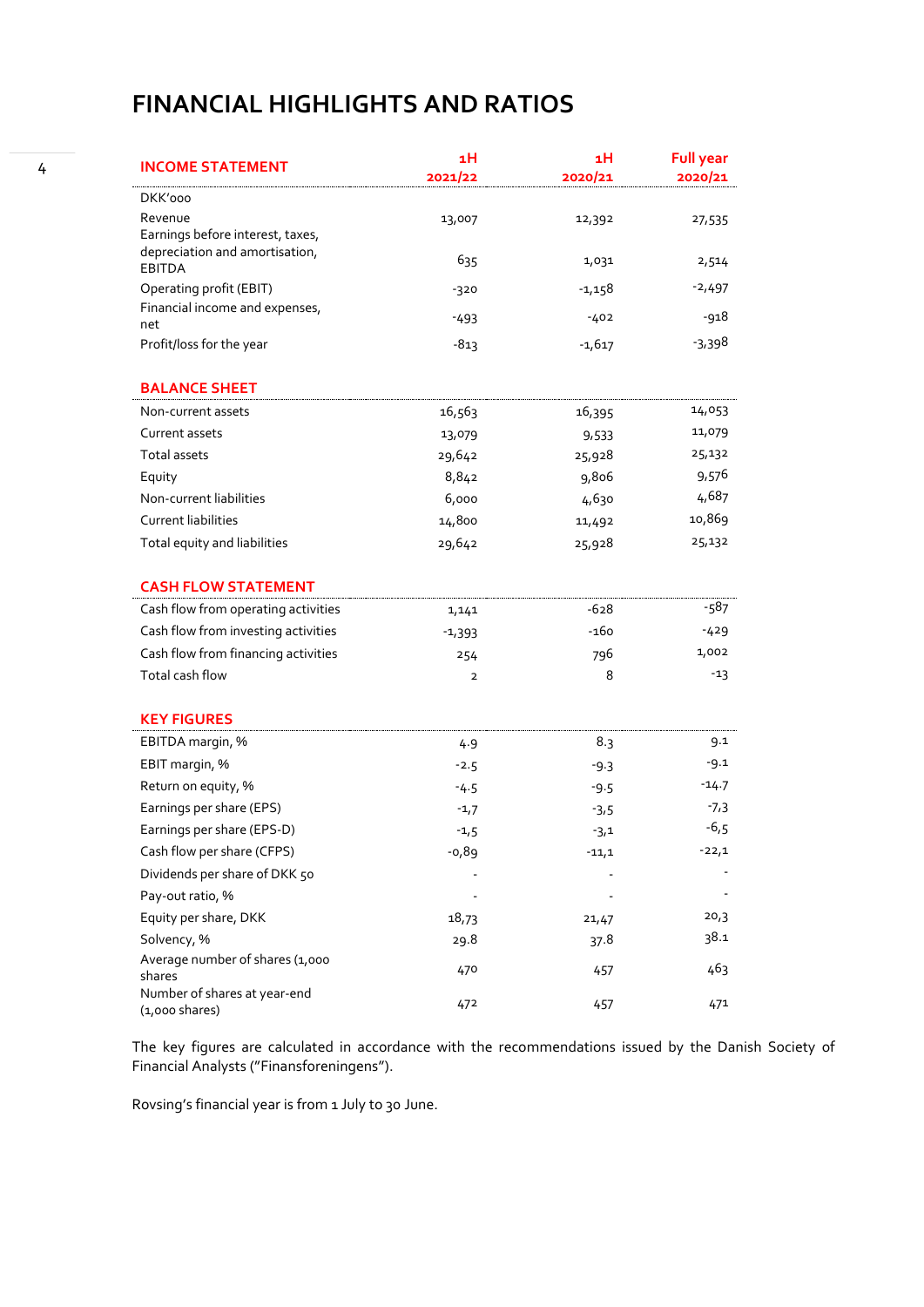# FINANCIAL HIGHLIGHTS AND RATIOS

| INCOME STATEMENT | 1H 2021/22 | 1H 2020/21 | Full year 2020/21 |
|---|---|---|---|
| DKK'000 | | | |
| Revenue | 13,007 | 12,392 | 27,535 |
| Earnings before interest, taxes, depreciation and amortisation, EBITDA | 635 | 1,031 | 2,514 |
| Operating profit (EBIT) | -320 | -1,158 | -2,497 |
| Financial income and expenses, net | -493 | -402 | -918 |
| Profit/loss for the year | -813 | -1,617 | -3,398 |
| **BALANCE SHEET** | | | |
| Non-current assets | 16,563 | 16,395 | 14,053 |
| Current assets | 13,079 | 9,533 | 11,079 |
| Total assets | 29,642 | 25,928 | 25,132 |
| Equity | 8,842 | 9,806 | 9,576 |
| Non-current liabilities | 6,000 | 4,630 | 4,687 |
| Current liabilities | 14,800 | 11,492 | 10,869 |
| Total equity and liabilities | 29,642 | 25,928 | 25,132 |
| **CASH FLOW STATEMENT** | | | |
| Cash flow from operating activities | 1,141 | -628 | -587 |
| Cash flow from investing activities | -1,393 | -160 | -429 |
| Cash flow from financing activities | 254 | 796 | 1,002 |
| Total cash flow | 2 | 8 | -13 |
| **KEY FIGURES** | | | |
| EBITDA margin, % | 4.9 | 8.3 | 9.1 |
| EBIT margin, % | -2.5 | -9.3 | -9.1 |
| Return on equity, % | -4.5 | -9.5 | -14.7 |
| Earnings per share (EPS) | -1,7 | -3,5 | -7,3 |
| Earnings per share (EPS-D) | -1,5 | -3,1 | -6,5 |
| Cash flow per share (CFPS) | -0,89 | -11,1 | -22,1 |
| Dividends per share of DKK 50 | - | - | - |
| Pay-out ratio, % | - | - | - |
| Equity per share, DKK | 18,73 | 21,47 | 20,3 |
| Solvency, % | 29.8 | 37.8 | 38.1 |
| Average number of shares (1,000 shares | 470 | 457 | 463 |
| Number of shares at year-end (1,000 shares) | 472 | 457 | 471 |

The key figures are calculated in accordance with the recommendations issued by the Danish Society of Financial Analysts ("Finansforeningens").

Rovsing's financial year is from 1 July to 30 June.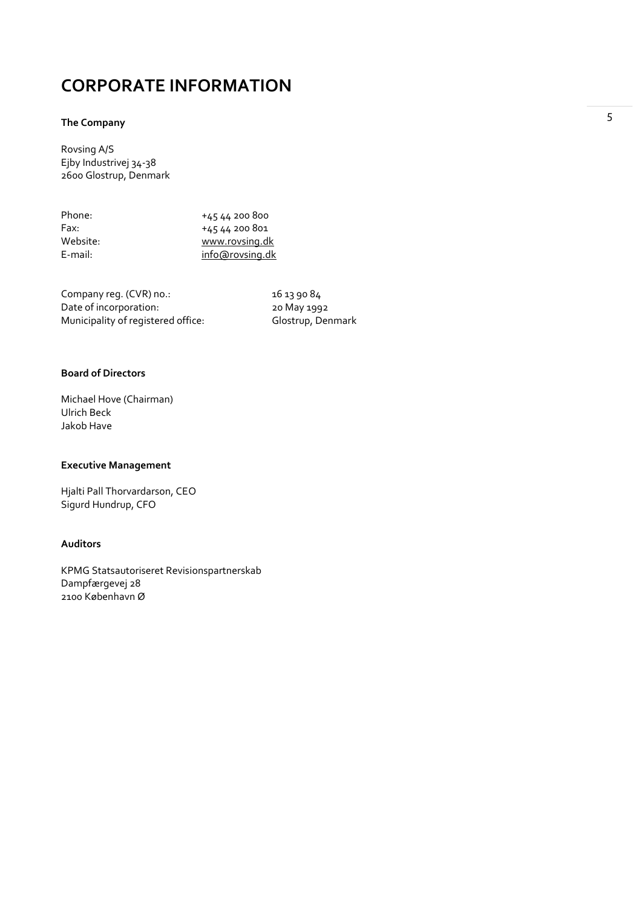# CORPORATE INFORMATION

**The Company**

Rovsing A/S
Ejby Industrivej 34-38
2600 Glostrup, Denmark

| | |
|---|---|
| Phone: | +45 44 200 800 |
| Fax: | +45 44 200 801 |
| Website: | www.rovsing.dk |
| E-mail: | info@rovsing.dk |

| | |
|---|---|
| Company reg. (CVR) no.: | 16 13 90 84 |
| Date of incorporation: | 20 May 1992 |
| Municipality of registered office: | Glostrup, Denmark |

**Board of Directors**

Michael Hove (Chairman)
Ulrich Beck
Jakob Have

**Executive Management**

Hjalti Pall Thorvardarson, CEO
Sigurd Hundrup, CFO

**Auditors**

KPMG Statsautoriseret Revisionspartnerskab
Dampfærgevej 28
2100 København Ø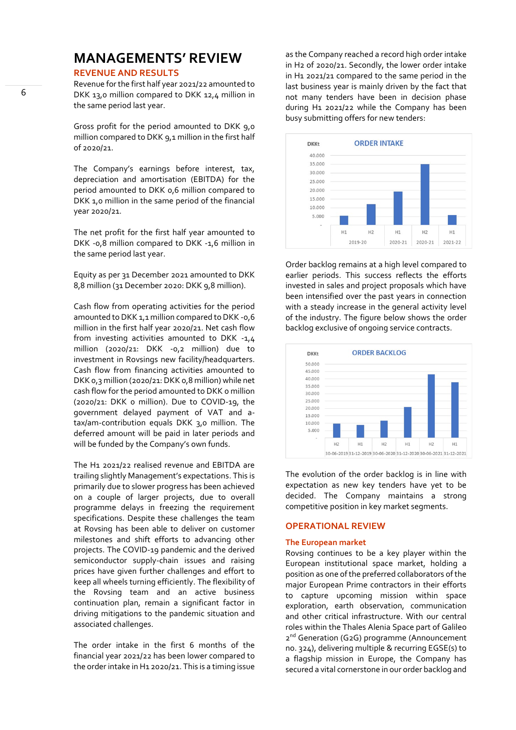# MANAGEMENTS' REVIEW

## REVENUE AND RESULTS

Revenue for the first half year 2021/22 amounted to DKK 13,0 million compared to DKK 12,4 million in the same period last year.

Gross profit for the period amounted to DKK 9,0 million compared to DKK 9,1 million in the first half of 2020/21.

The Company's earnings before interest, tax, depreciation and amortisation (EBITDA) for the period amounted to DKK 0,6 million compared to DKK 1,0 million in the same period of the financial year 2020/21.

The net profit for the first half year amounted to DKK -0,8 million compared to DKK -1,6 million in the same period last year.

Equity as per 31 December 2021 amounted to DKK 8,8 million (31 December 2020: DKK 9,8 million).

Cash flow from operating activities for the period amounted to DKK 1,1 million compared to DKK -0,6 million in the first half year 2020/21. Net cash flow from investing activities amounted to DKK -1,4 million (2020/21: DKK -0,2 million) due to investment in Rovsings new facility/headquarters. Cash flow from financing activities amounted to DKK 0,3 million (2020/21: DKK 0,8 million) while net cash flow for the period amounted to DKK 0 million (2020/21: DKK 0 million). Due to COVID-19, the government delayed payment of VAT and a-tax/am-contribution equals DKK 3,0 million. The deferred amount will be paid in later periods and will be funded by the Company's own funds.

The H1 2021/22 realised revenue and EBITDA are trailing slightly Management's expectations. This is primarily due to slower progress has been achieved on a couple of larger projects, due to overall programme delays in freezing the requirement specifications. Despite these challenges the team at Rovsing has been able to deliver on customer milestones and shift efforts to advancing other projects. The COVID-19 pandemic and the derived semiconductor supply-chain issues and raising prices have given further challenges and effort to keep all wheels turning efficiently. The flexibility of the Rovsing team and an active business continuation plan, remain a significant factor in driving mitigations to the pandemic situation and associated challenges.

The order intake in the first 6 months of the financial year 2021/22 has been lower compared to the order intake in H1 2020/21. This is a timing issue as the Company reached a record high order intake in H2 of 2020/21. Secondly, the lower order intake in H1 2021/21 compared to the same period in the last business year is mainly driven by the fact that not many tenders have been in decision phase during H1 2021/22 while the Company has been busy submitting offers for new tenders:

**ORDER INTAKE** (DKKt)

| Period | H1 2019-20 | H2 2019-20 | H1 2020-21 | H2 2020-21 | H1 2021-22 |
|---|---|---|---|---|---|
| Order intake (approx.) | 5.000 | 11.500 | 19.000 | 34.500 | 5.500 |

Order backlog remains at a high level compared to earlier periods. This success reflects the efforts invested in sales and project proposals which have been intensified over the past years in connection with a steady increase in the general activity level of the industry. The figure below shows the order backlog exclusive of ongoing service contracts.

**ORDER BACKLOG** (DKKt)

| Period | H2 30-06-2019 | H1 31-12-2019 | H2 30-06-2020 | H1 31-12-2020 | H2 30-06-2021 | H1 31-12-2021 |
|---|---|---|---|---|---|---|
| Order backlog (approx.) | 9.500 | 8.500 | 11.500 | 21.000 | 43.000 | 37.500 |

The evolution of the order backlog is in line with expectation as new key tenders have yet to be decided. The Company maintains a strong competitive position in key market segments.

## OPERATIONAL REVIEW

### The European market

Rovsing continues to be a key player within the European institutional space market, holding a position as one of the preferred collaborators of the major European Prime contractors in their efforts to capture upcoming mission within space exploration, earth observation, communication and other critical infrastructure. With our central roles within the Thales Alenia Space part of Galileo 2nd Generation (G2G) programme (Announcement no. 324), delivering multiple & recurring EGSE(s) to a flagship mission in Europe, the Company has secured a vital cornerstone in our order backlog and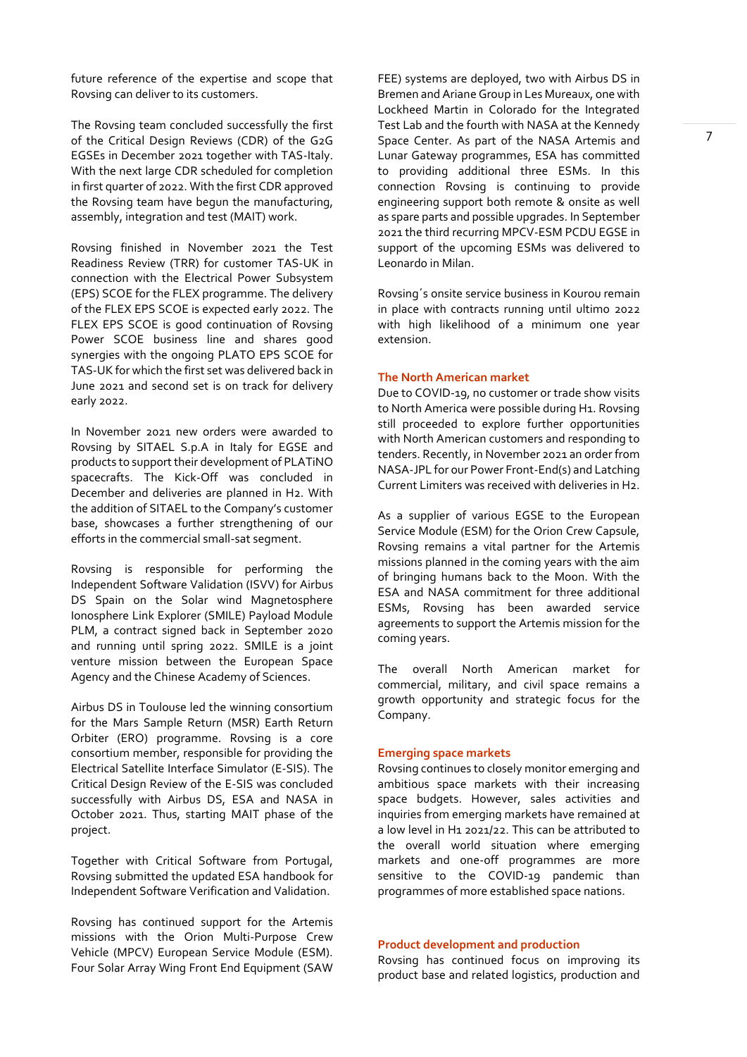future reference of the expertise and scope that Rovsing can deliver to its customers.

The Rovsing team concluded successfully the first of the Critical Design Reviews (CDR) of the G2G EGSEs in December 2021 together with TAS-Italy. With the next large CDR scheduled for completion in first quarter of 2022. With the first CDR approved the Rovsing team have begun the manufacturing, assembly, integration and test (MAIT) work.

Rovsing finished in November 2021 the Test Readiness Review (TRR) for customer TAS-UK in connection with the Electrical Power Subsystem (EPS) SCOE for the FLEX programme. The delivery of the FLEX EPS SCOE is expected early 2022. The FLEX EPS SCOE is good continuation of Rovsing Power SCOE business line and shares good synergies with the ongoing PLATO EPS SCOE for TAS-UK for which the first set was delivered back in June 2021 and second set is on track for delivery early 2022.

In November 2021 new orders were awarded to Rovsing by SITAEL S.p.A in Italy for EGSE and products to support their development of PLATiNO spacecrafts. The Kick-Off was concluded in December and deliveries are planned in H2. With the addition of SITAEL to the Company's customer base, showcases a further strengthening of our efforts in the commercial small-sat segment.

Rovsing is responsible for performing the Independent Software Validation (ISVV) for Airbus DS Spain on the Solar wind Magnetosphere Ionosphere Link Explorer (SMILE) Payload Module PLM, a contract signed back in September 2020 and running until spring 2022. SMILE is a joint venture mission between the European Space Agency and the Chinese Academy of Sciences.

Airbus DS in Toulouse led the winning consortium for the Mars Sample Return (MSR) Earth Return Orbiter (ERO) programme. Rovsing is a core consortium member, responsible for providing the Electrical Satellite Interface Simulator (E-SIS). The Critical Design Review of the E-SIS was concluded successfully with Airbus DS, ESA and NASA in October 2021. Thus, starting MAIT phase of the project.

Together with Critical Software from Portugal, Rovsing submitted the updated ESA handbook for Independent Software Verification and Validation.

Rovsing has continued support for the Artemis missions with the Orion Multi-Purpose Crew Vehicle (MPCV) European Service Module (ESM). Four Solar Array Wing Front End Equipment (SAW FEE) systems are deployed, two with Airbus DS in Bremen and Ariane Group in Les Mureaux, one with Lockheed Martin in Colorado for the Integrated Test Lab and the fourth with NASA at the Kennedy Space Center. As part of the NASA Artemis and Lunar Gateway programmes, ESA has committed to providing additional three ESMs. In this connection Rovsing is continuing to provide engineering support both remote & onsite as well as spare parts and possible upgrades. In September 2021 the third recurring MPCV-ESM PCDU EGSE in support of the upcoming ESMs was delivered to Leonardo in Milan.

Rovsing´s onsite service business in Kourou remain in place with contracts running until ultimo 2022 with high likelihood of a minimum one year extension.

### The North American market

Due to COVID-19, no customer or trade show visits to North America were possible during H1. Rovsing still proceeded to explore further opportunities with North American customers and responding to tenders. Recently, in November 2021 an order from NASA-JPL for our Power Front-End(s) and Latching Current Limiters was received with deliveries in H2.

As a supplier of various EGSE to the European Service Module (ESM) for the Orion Crew Capsule, Rovsing remains a vital partner for the Artemis missions planned in the coming years with the aim of bringing humans back to the Moon. With the ESA and NASA commitment for three additional ESMs, Rovsing has been awarded service agreements to support the Artemis mission for the coming years.

The overall North American market for commercial, military, and civil space remains a growth opportunity and strategic focus for the Company.

### Emerging space markets

Rovsing continues to closely monitor emerging and ambitious space markets with their increasing space budgets. However, sales activities and inquiries from emerging markets have remained at a low level in H1 2021/22. This can be attributed to the overall world situation where emerging markets and one-off programmes are more sensitive to the COVID-19 pandemic than programmes of more established space nations.

### Product development and production

Rovsing has continued focus on improving its product base and related logistics, production and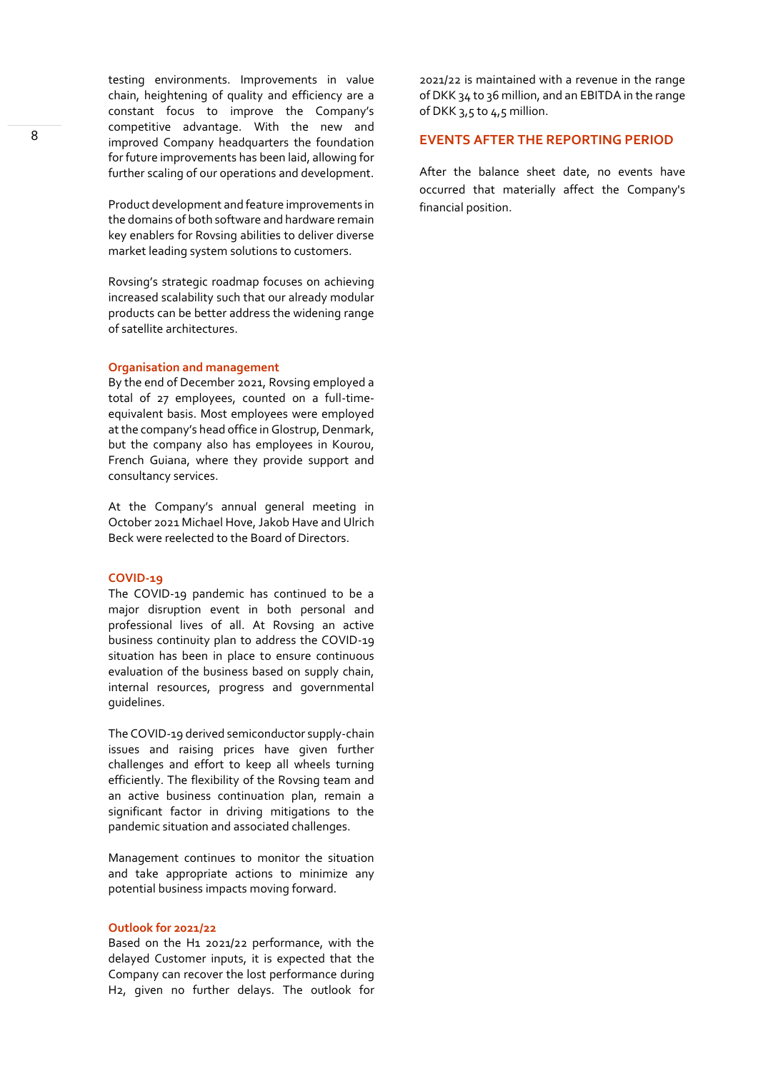testing environments. Improvements in value chain, heightening of quality and efficiency are a constant focus to improve the Company's competitive advantage. With the new and improved Company headquarters the foundation for future improvements has been laid, allowing for further scaling of our operations and development.

Product development and feature improvements in the domains of both software and hardware remain key enablers for Rovsing abilities to deliver diverse market leading system solutions to customers.

Rovsing's strategic roadmap focuses on achieving increased scalability such that our already modular products can be better address the widening range of satellite architectures.

### Organisation and management

By the end of December 2021, Rovsing employed a total of 27 employees, counted on a full-time-equivalent basis. Most employees were employed at the company's head office in Glostrup, Denmark, but the company also has employees in Kourou, French Guiana, where they provide support and consultancy services.

At the Company's annual general meeting in October 2021 Michael Hove, Jakob Have and Ulrich Beck were reelected to the Board of Directors.

### COVID-19

The COVID-19 pandemic has continued to be a major disruption event in both personal and professional lives of all. At Rovsing an active business continuity plan to address the COVID-19 situation has been in place to ensure continuous evaluation of the business based on supply chain, internal resources, progress and governmental guidelines.

The COVID-19 derived semiconductor supply-chain issues and raising prices have given further challenges and effort to keep all wheels turning efficiently. The flexibility of the Rovsing team and an active business continuation plan, remain a significant factor in driving mitigations to the pandemic situation and associated challenges.

Management continues to monitor the situation and take appropriate actions to minimize any potential business impacts moving forward.

### Outlook for 2021/22

Based on the H1 2021/22 performance, with the delayed Customer inputs, it is expected that the Company can recover the lost performance during H2, given no further delays. The outlook for 2021/22 is maintained with a revenue in the range of DKK 34 to 36 million, and an EBITDA in the range of DKK 3,5 to 4,5 million.

## EVENTS AFTER THE REPORTING PERIOD

After the balance sheet date, no events have occurred that materially affect the Company's financial position.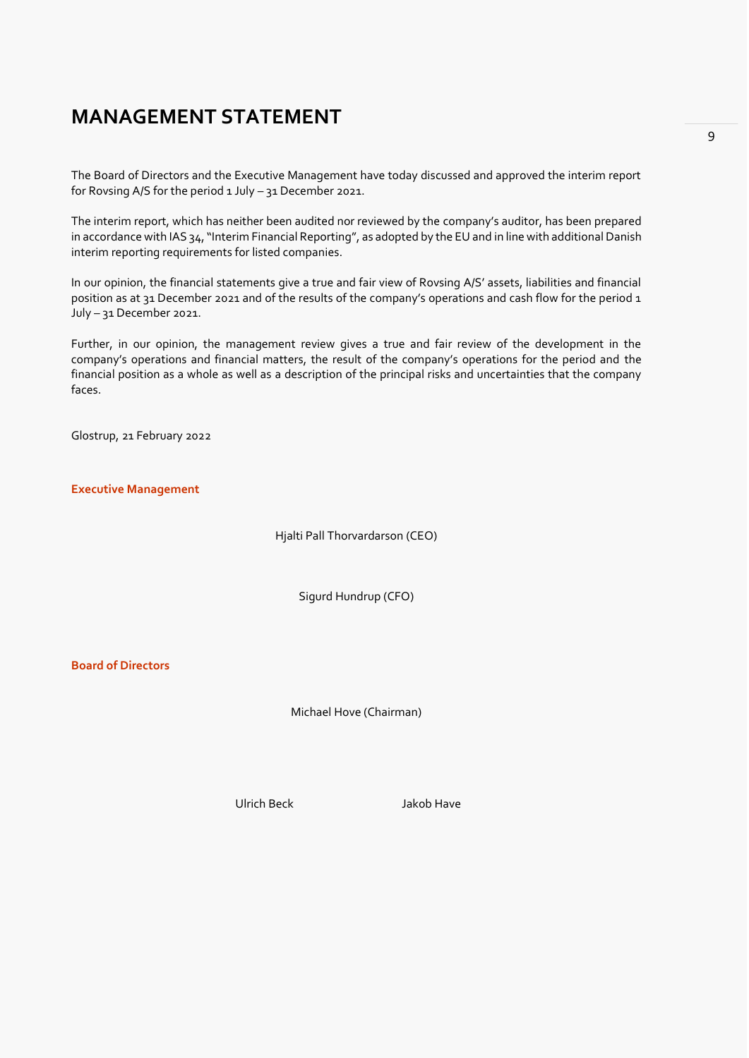# MANAGEMENT STATEMENT

The Board of Directors and the Executive Management have today discussed and approved the interim report for Rovsing A/S for the period 1 July – 31 December 2021.

The interim report, which has neither been audited nor reviewed by the company's auditor, has been prepared in accordance with IAS 34, "Interim Financial Reporting", as adopted by the EU and in line with additional Danish interim reporting requirements for listed companies.

In our opinion, the financial statements give a true and fair view of Rovsing A/S' assets, liabilities and financial position as at 31 December 2021 and of the results of the company's operations and cash flow for the period 1 July – 31 December 2021.

Further, in our opinion, the management review gives a true and fair review of the development in the company's operations and financial matters, the result of the company's operations for the period and the financial position as a whole as well as a description of the principal risks and uncertainties that the company faces.

Glostrup, 21 February 2022

**Executive Management**

Hjalti Pall Thorvardarson (CEO)

Sigurd Hundrup (CFO)

**Board of Directors**

Michael Hove (Chairman)

Ulrich Beck

Jakob Have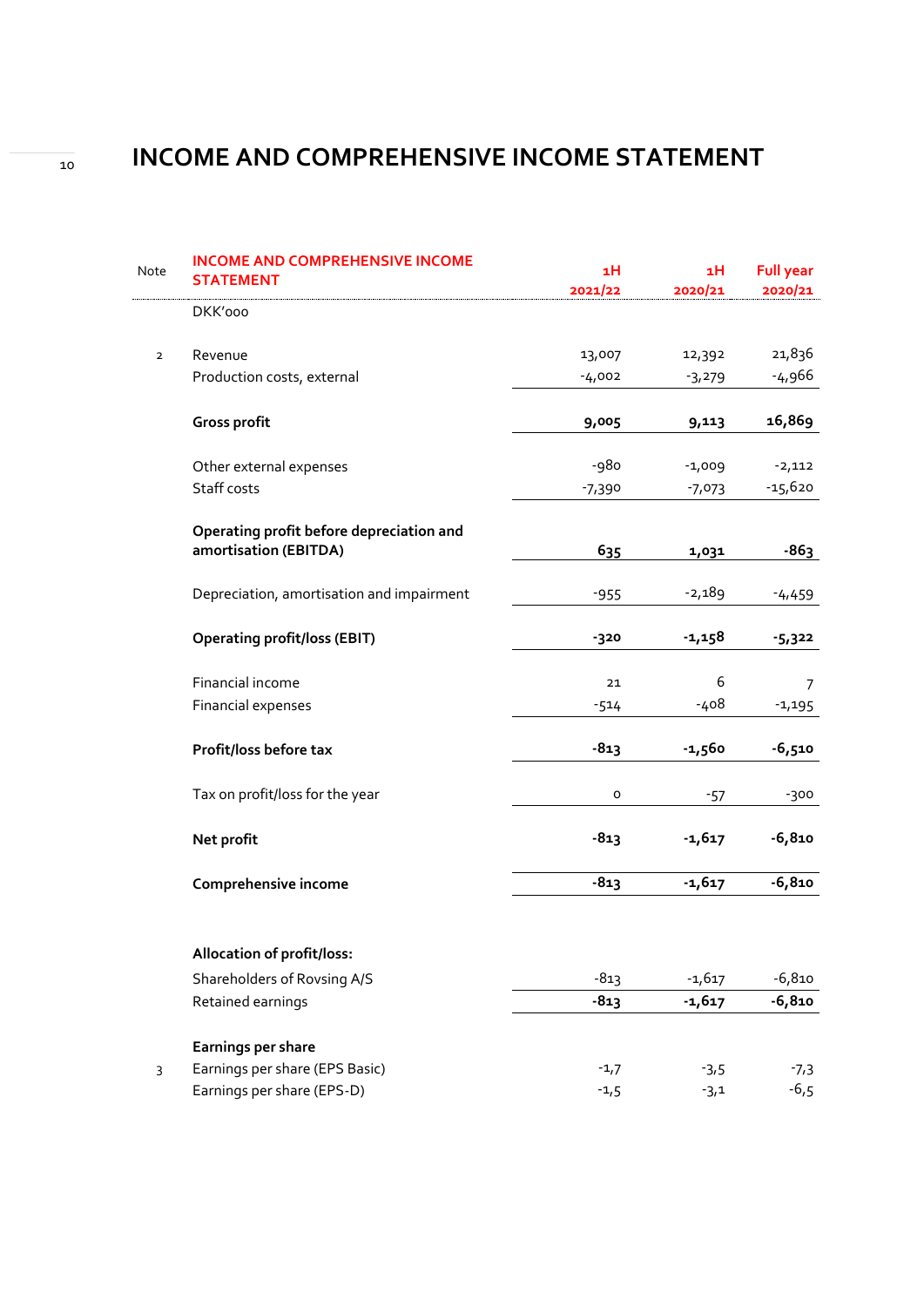# INCOME AND COMPREHENSIVE INCOME STATEMENT

| Note | INCOME AND COMPREHENSIVE INCOME STATEMENT | 1H 2021/22 | 1H 2020/21 | Full year 2020/21 |
|---|---|---|---|---|
| | DKK'000 | | | |
| 2 | Revenue | 13,007 | 12,392 | 21,836 |
| | Production costs, external | -4,002 | -3,279 | -4,966 |
| | **Gross profit** | **9,005** | **9,113** | **16,869** |
| | Other external expenses | -980 | -1,009 | -2,112 |
| | Staff costs | -7,390 | -7,073 | -15,620 |
| | **Operating profit before depreciation and amortisation (EBITDA)** | **635** | **1,031** | **-863** |
| | Depreciation, amortisation and impairment | -955 | -2,189 | -4,459 |
| | **Operating profit/loss (EBIT)** | **-320** | **-1,158** | **-5,322** |
| | Financial income | 21 | 6 | 7 |
| | Financial expenses | -514 | -408 | -1,195 |
| | **Profit/loss before tax** | **-813** | **-1,560** | **-6,510** |
| | Tax on profit/loss for the year | 0 | -57 | -300 |
| | **Net profit** | **-813** | **-1,617** | **-6,810** |
| | **Comprehensive income** | **-813** | **-1,617** | **-6,810** |
| | **Allocation of profit/loss:** | | | |
| | Shareholders of Rovsing A/S | -813 | -1,617 | -6,810 |
| | Retained earnings | **-813** | **-1,617** | **-6,810** |
| | **Earnings per share** | | | |
| 3 | Earnings per share (EPS Basic) | -1,7 | -3,5 | -7,3 |
| | Earnings per share (EPS-D) | -1,5 | -3,1 | -6,5 |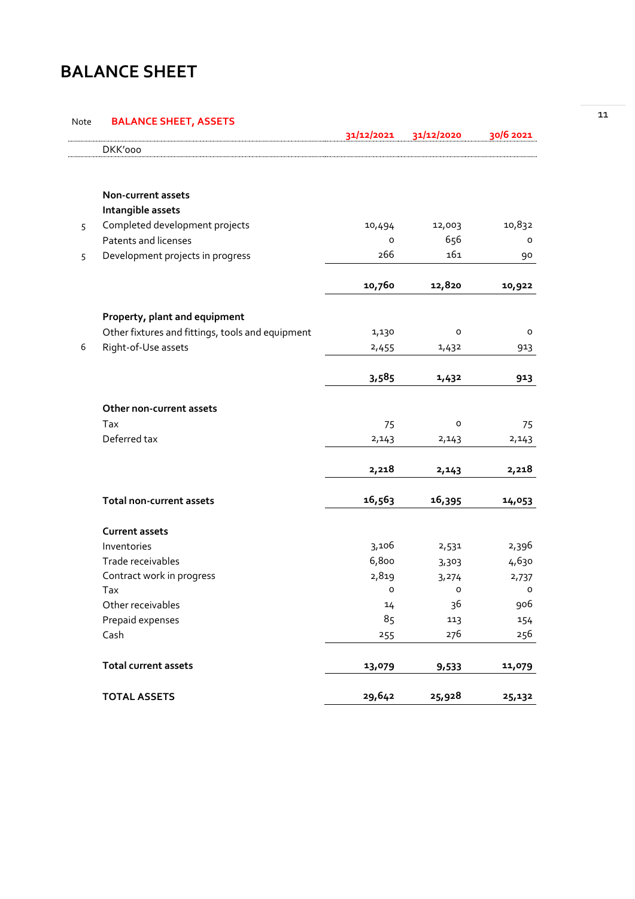# BALANCE SHEET

| Note | BALANCE SHEET, ASSETS | 31/12/2021 | 31/12/2020 | 30/6 2021 |
|---|---|---|---|---|
| | DKK'ooo | | | |
| | **Non-current assets** | | | |
| | **Intangible assets** | | | |
| 5 | Completed development projects | 10,494 | 12,003 | 10,832 |
| | Patents and licenses | 0 | 656 | 0 |
| 5 | Development projects in progress | 266 | 161 | 90 |
| | | **10,760** | **12,820** | **10,922** |
| | **Property, plant and equipment** | | | |
| | Other fixtures and fittings, tools and equipment | 1,130 | 0 | 0 |
| 6 | Right-of-Use assets | 2,455 | 1,432 | 913 |
| | | **3,585** | **1,432** | **913** |
| | **Other non-current assets** | | | |
| | Tax | 75 | 0 | 75 |
| | Deferred tax | 2,143 | 2,143 | 2,143 |
| | | **2,218** | **2,143** | **2,218** |
| | **Total non-current assets** | **16,563** | **16,395** | **14,053** |
| | **Current assets** | | | |
| | Inventories | 3,106 | 2,531 | 2,396 |
| | Trade receivables | 6,800 | 3,303 | 4,630 |
| | Contract work in progress | 2,819 | 3,274 | 2,737 |
| | Tax | 0 | 0 | 0 |
| | Other receivables | 14 | 36 | 906 |
| | Prepaid expenses | 85 | 113 | 154 |
| | Cash | 255 | 276 | 256 |
| | **Total current assets** | **13,079** | **9,533** | **11,079** |
| | **TOTAL ASSETS** | **29,642** | **25,928** | **25,132** |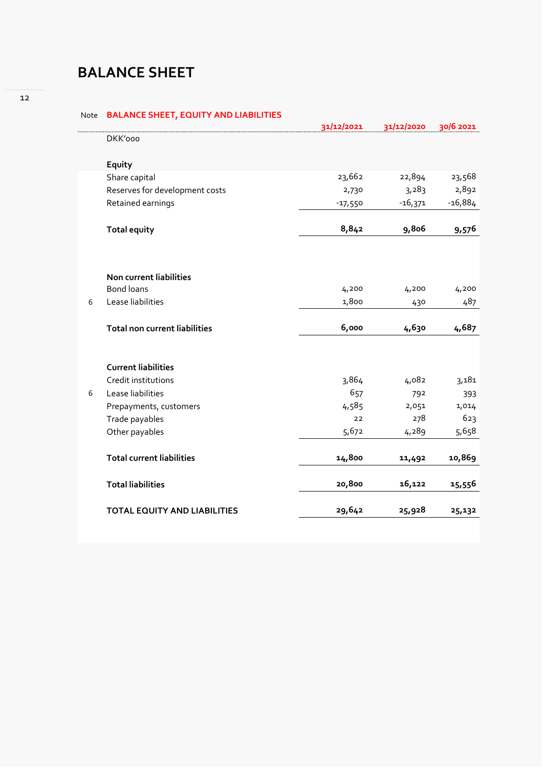# BALANCE SHEET

| Note | BALANCE SHEET, EQUITY AND LIABILITIES | 31/12/2021 | 31/12/2020 | 30/6 2021 |
|---|---|---|---|---|
| | DKK'ooo | | | |
| | **Equity** | | | |
| | Share capital | 23,662 | 22,894 | 23,568 |
| | Reserves for development costs | 2,730 | 3,283 | 2,892 |
| | Retained earnings | -17,550 | -16,371 | -16,884 |
| | **Total equity** | **8,842** | **9,806** | **9,576** |
| | **Non current liabilities** | | | |
| | Bond loans | 4,200 | 4,200 | 4,200 |
| 6 | Lease liabilities | 1,800 | 430 | 487 |
| | **Total non current liabilities** | **6,000** | **4,630** | **4,687** |
| | **Current liabilities** | | | |
| | Credit institutions | 3,864 | 4,082 | 3,181 |
| 6 | Lease liabilities | 657 | 792 | 393 |
| | Prepayments, customers | 4,585 | 2,051 | 1,014 |
| | Trade payables | 22 | 278 | 623 |
| | Other payables | 5,672 | 4,289 | 5,658 |
| | **Total current liabilities** | **14,800** | **11,492** | **10,869** |
| | **Total liabilities** | **20,800** | **16,122** | **15,556** |
| | **TOTAL EQUITY AND LIABILITIES** | **29,642** | **25,928** | **25,132** |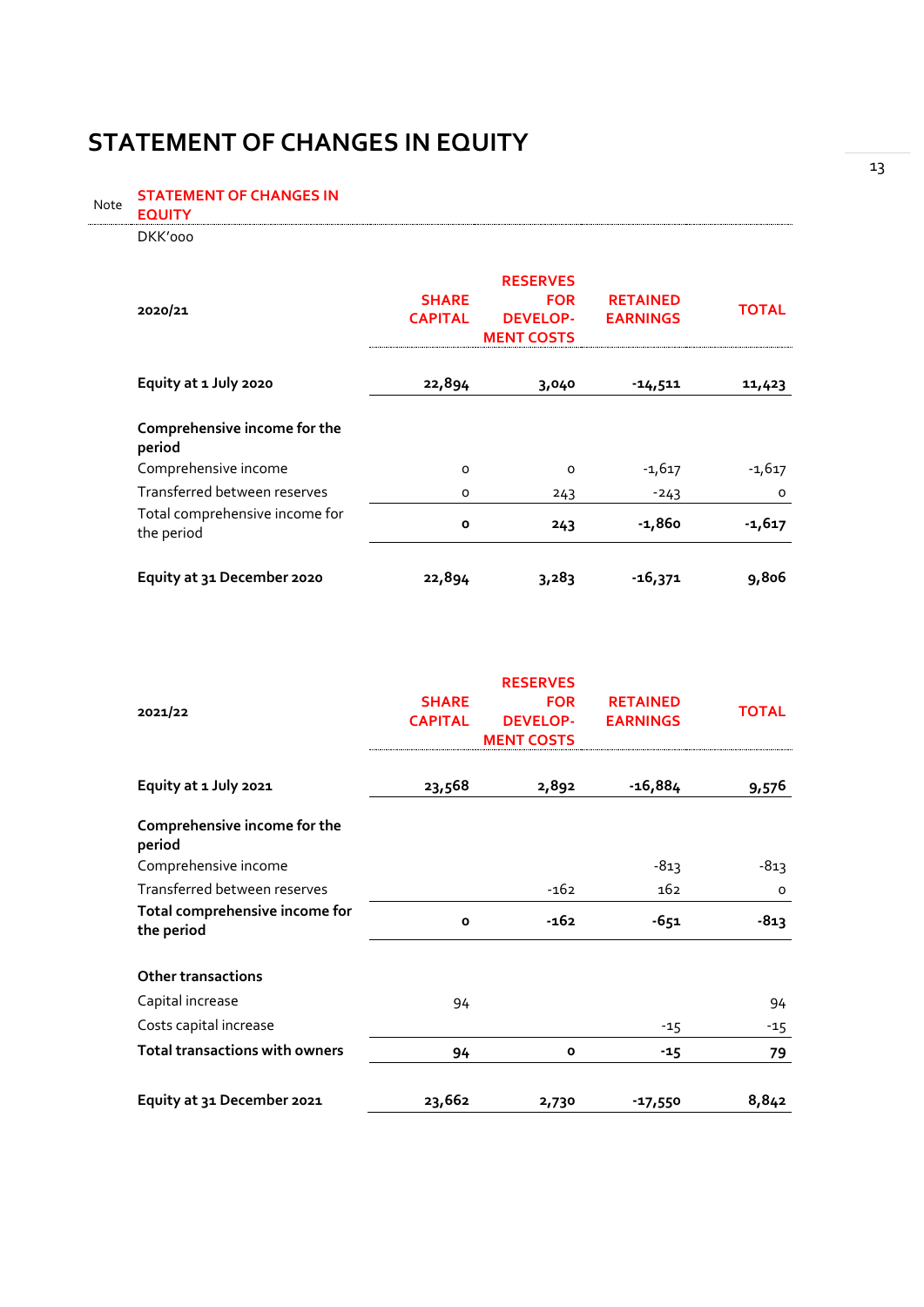# STATEMENT OF CHANGES IN EQUITY

Note **STATEMENT OF CHANGES IN EQUITY**

DKK'000

| 2020/21 | SHARE CAPITAL | RESERVES FOR DEVELOP-MENT COSTS | RETAINED EARNINGS | TOTAL |
|---|---|---|---|---|
| **Equity at 1 July 2020** | **22,894** | **3,040** | **-14,511** | **11,423** |
| **Comprehensive income for the period** | | | | |
| Comprehensive income | 0 | 0 | -1,617 | -1,617 |
| Transferred between reserves | 0 | 243 | -243 | 0 |
| Total comprehensive income for the period | **0** | **243** | **-1,860** | **-1,617** |
| **Equity at 31 December 2020** | **22,894** | **3,283** | **-16,371** | **9,806** |

| 2021/22 | SHARE CAPITAL | RESERVES FOR DEVELOP-MENT COSTS | RETAINED EARNINGS | TOTAL |
|---|---|---|---|---|
| **Equity at 1 July 2021** | **23,568** | **2,892** | **-16,884** | **9,576** |
| **Comprehensive income for the period** | | | | |
| Comprehensive income | | | -813 | -813 |
| Transferred between reserves | | -162 | 162 | 0 |
| **Total comprehensive income for the period** | **0** | **-162** | **-651** | **-813** |
| **Other transactions** | | | | |
| Capital increase | 94 | | | 94 |
| Costs capital increase | | | -15 | -15 |
| **Total transactions with owners** | **94** | **0** | **-15** | **79** |
| **Equity at 31 December 2021** | **23,662** | **2,730** | **-17,550** | **8,842** |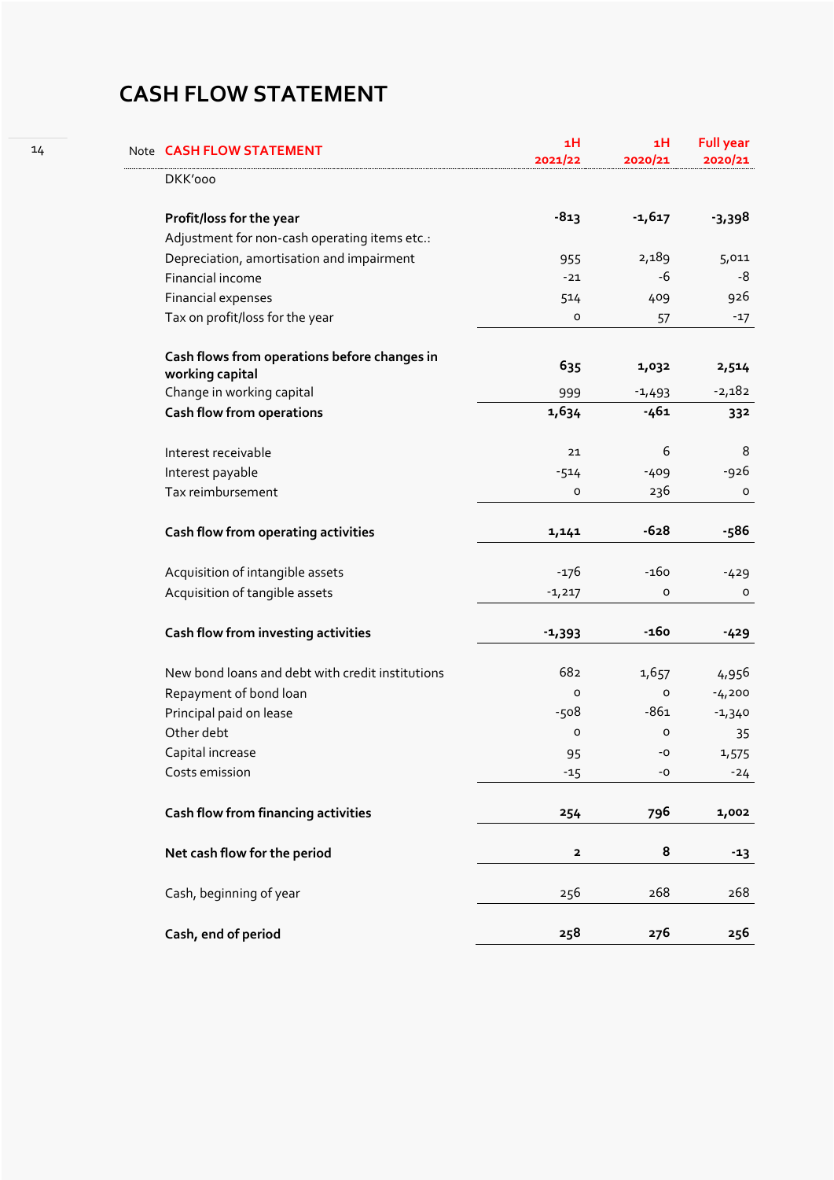# CASH FLOW STATEMENT

| Note | CASH FLOW STATEMENT | 1H 2021/22 | 1H 2020/21 | Full year 2020/21 |
|---|---|---|---|---|
| | DKK'000 | | | |
| | **Profit/loss for the year** | **-813** | **-1,617** | **-3,398** |
| | Adjustment for non-cash operating items etc.: | | | |
| | Depreciation, amortisation and impairment | 955 | 2,189 | 5,011 |
| | Financial income | -21 | -6 | -8 |
| | Financial expenses | 514 | 409 | 926 |
| | Tax on profit/loss for the year | 0 | 57 | -17 |
| | **Cash flows from operations before changes in working capital** | **635** | **1,032** | **2,514** |
| | Change in working capital | 999 | -1,493 | -2,182 |
| | **Cash flow from operations** | **1,634** | **-461** | **332** |
| | Interest receivable | 21 | 6 | 8 |
| | Interest payable | -514 | -409 | -926 |
| | Tax reimbursement | 0 | 236 | 0 |
| | **Cash flow from operating activities** | **1,141** | **-628** | **-586** |
| | Acquisition of intangible assets | -176 | -160 | -429 |
| | Acquisition of tangible assets | -1,217 | 0 | 0 |
| | **Cash flow from investing activities** | **-1,393** | **-160** | **-429** |
| | New bond loans and debt with credit institutions | 682 | 1,657 | 4,956 |
| | Repayment of bond loan | 0 | 0 | -4,200 |
| | Principal paid on lease | -508 | -861 | -1,340 |
| | Other debt | 0 | 0 | 35 |
| | Capital increase | 95 | -0 | 1,575 |
| | Costs emission | -15 | -0 | -24 |
| | **Cash flow from financing activities** | **254** | **796** | **1,002** |
| | **Net cash flow for the period** | **2** | **8** | **-13** |
| | Cash, beginning of year | 256 | 268 | 268 |
| | **Cash, end of period** | **258** | **276** | **256** |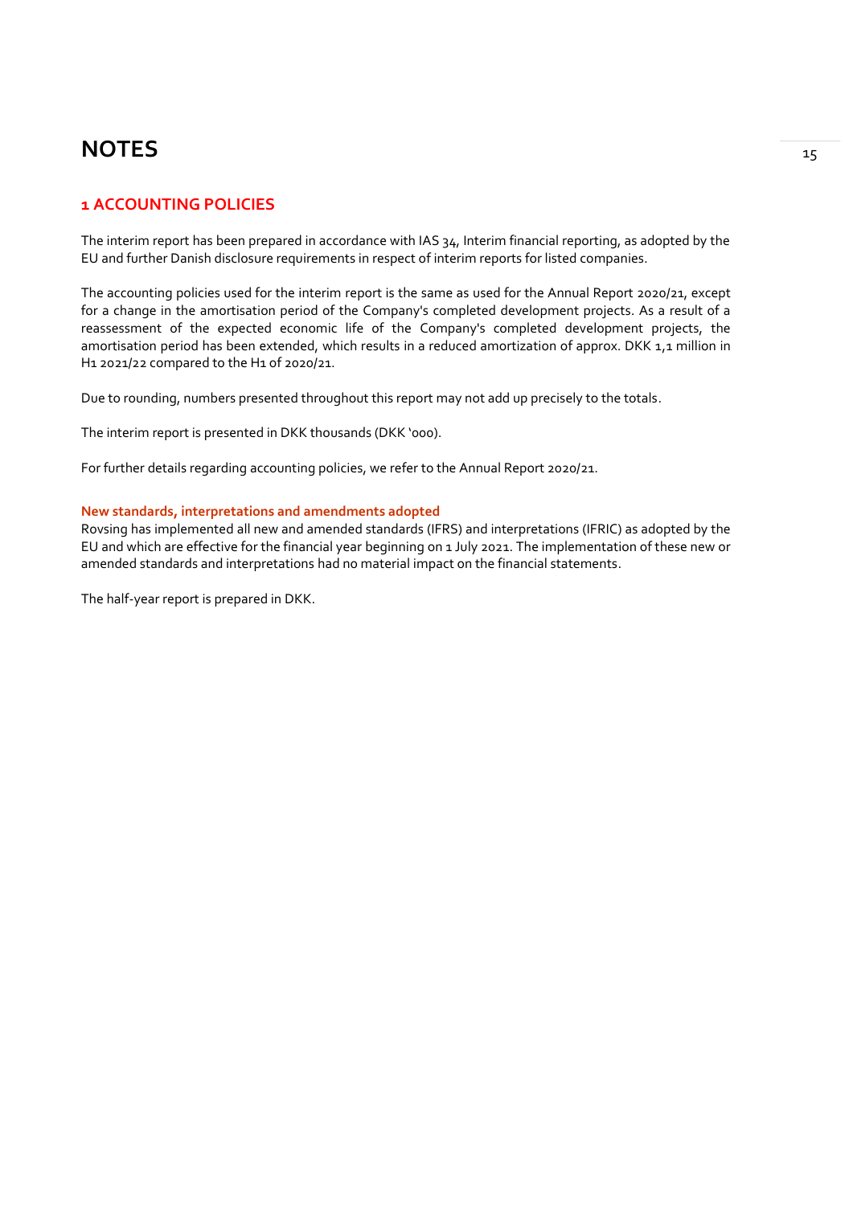# NOTES

## 1 ACCOUNTING POLICIES

The interim report has been prepared in accordance with IAS 34, Interim financial reporting, as adopted by the EU and further Danish disclosure requirements in respect of interim reports for listed companies.

The accounting policies used for the interim report is the same as used for the Annual Report 2020/21, except for a change in the amortisation period of the Company's completed development projects. As a result of a reassessment of the expected economic life of the Company's completed development projects, the amortisation period has been extended, which results in a reduced amortization of approx. DKK 1,1 million in H1 2021/22 compared to the H1 of 2020/21.

Due to rounding, numbers presented throughout this report may not add up precisely to the totals.

The interim report is presented in DKK thousands (DKK '000).

For further details regarding accounting policies, we refer to the Annual Report 2020/21.

### New standards, interpretations and amendments adopted

Rovsing has implemented all new and amended standards (IFRS) and interpretations (IFRIC) as adopted by the EU and which are effective for the financial year beginning on 1 July 2021. The implementation of these new or amended standards and interpretations had no material impact on the financial statements.

The half-year report is prepared in DKK.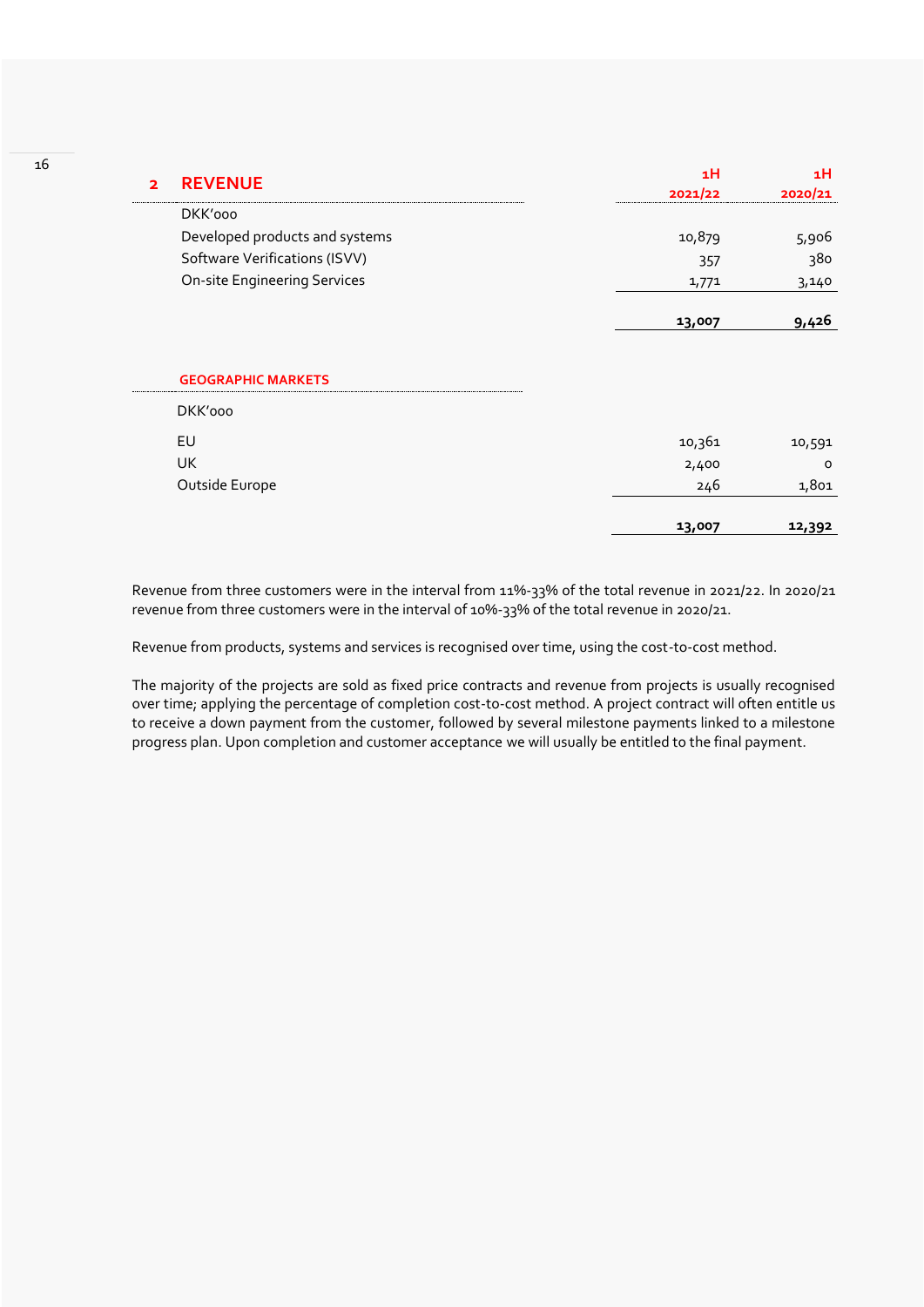## 2 REVENUE

| DKK'000 | 1H 2021/22 | 1H 2020/21 |
|---|---|---|
| Developed products and systems | 10,879 | 5,906 |
| Software Verifications (ISVV) | 357 | 380 |
| On-site Engineering Services | 1,771 | 3,140 |
| | **13,007** | **9,426** |

### GEOGRAPHIC MARKETS

| DKK'000 | 1H 2021/22 | 1H 2020/21 |
|---|---|---|
| EU | 10,361 | 10,591 |
| UK | 2,400 | 0 |
| Outside Europe | 246 | 1,801 |
| | **13,007** | **12,392** |

Revenue from three customers were in the interval from 11%-33% of the total revenue in 2021/22. In 2020/21 revenue from three customers were in the interval of 10%-33% of the total revenue in 2020/21.

Revenue from products, systems and services is recognised over time, using the cost-to-cost method.

The majority of the projects are sold as fixed price contracts and revenue from projects is usually recognised over time; applying the percentage of completion cost-to-cost method. A project contract will often entitle us to receive a down payment from the customer, followed by several milestone payments linked to a milestone progress plan. Upon completion and customer acceptance we will usually be entitled to the final payment.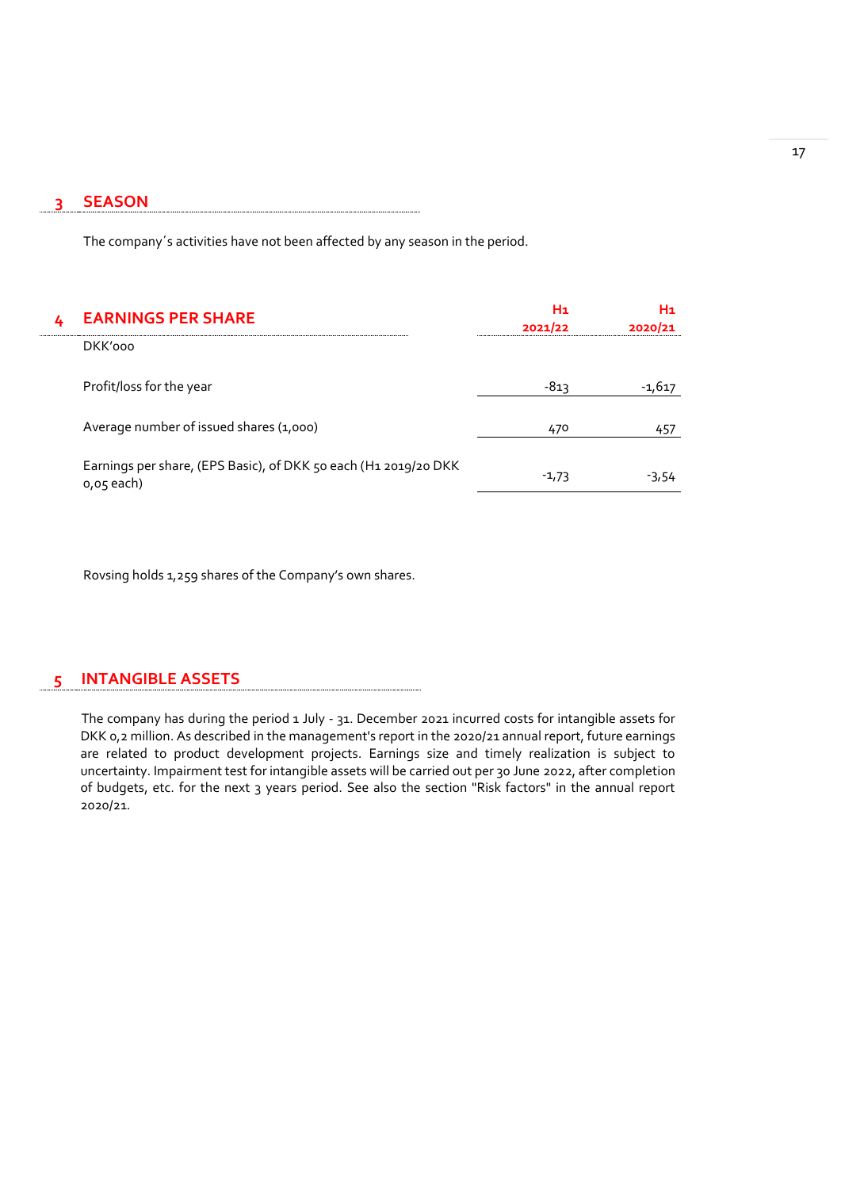## 3 SEASON

The company´s activities have not been affected by any season in the period.

## 4 EARNINGS PER SHARE

| DKK'000 | H1 2021/22 | H1 2020/21 |
|---|---|---|
| Profit/loss for the year | -813 | -1,617 |
| Average number of issued shares (1,000) | 470 | 457 |
| Earnings per share, (EPS Basic), of DKK 50 each (H1 2019/20 DKK 0,05 each) | -1,73 | -3,54 |

Rovsing holds 1,259 shares of the Company's own shares.

## 5 INTANGIBLE ASSETS

The company has during the period 1 July - 31. December 2021 incurred costs for intangible assets for DKK 0,2 million. As described in the management's report in the 2020/21 annual report, future earnings are related to product development projects. Earnings size and timely realization is subject to uncertainty. Impairment test for intangible assets will be carried out per 30 June 2022, after completion of budgets, etc. for the next 3 years period. See also the section "Risk factors" in the annual report 2020/21.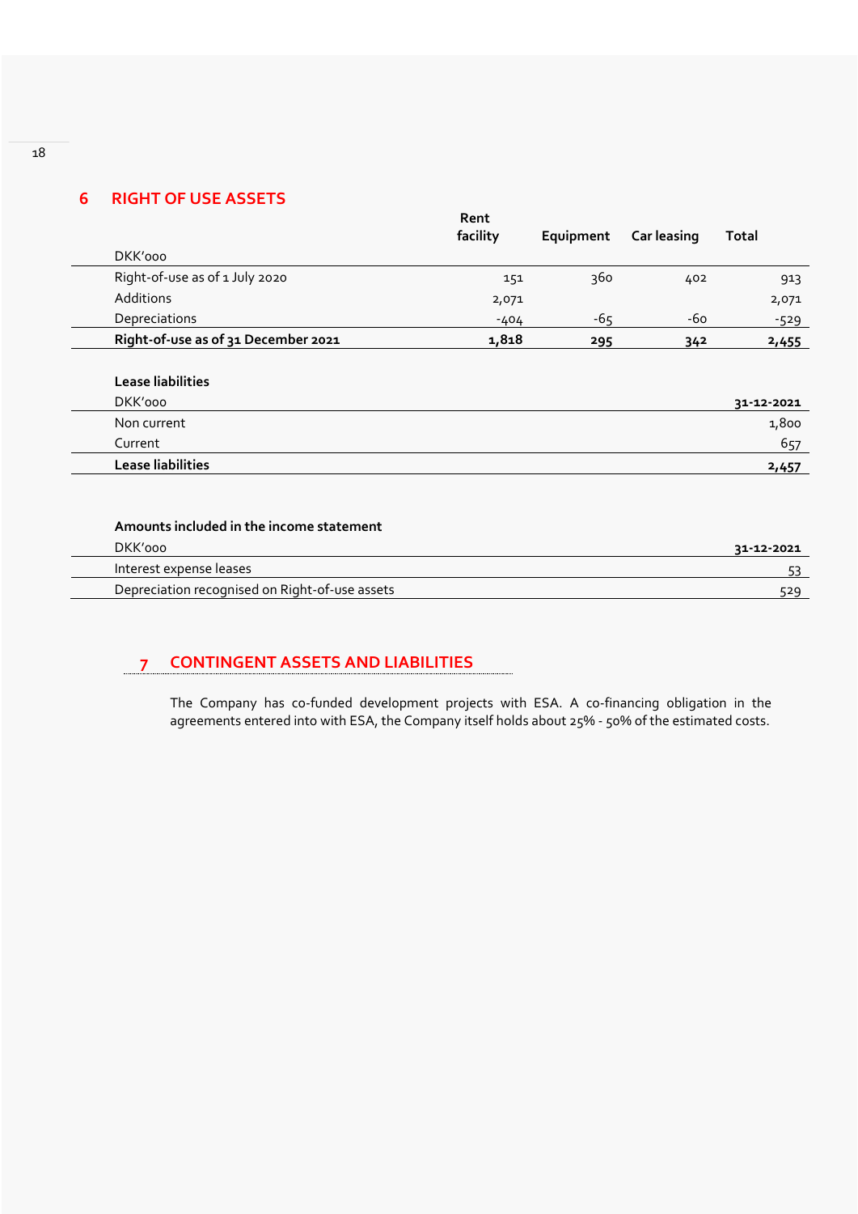## 6 RIGHT OF USE ASSETS

| DKK'000 | Rent facility | Equipment | Car leasing | Total |
|---|---|---|---|---|
| Right-of-use as of 1 July 2020 | 151 | 360 | 402 | 913 |
| Additions | 2,071 | | | 2,071 |
| Depreciations | -404 | -65 | -60 | -529 |
| **Right-of-use as of 31 December 2021** | **1,818** | **295** | **342** | **2,455** |

**Lease liabilities**

| DKK'000 | 31-12-2021 |
|---|---|
| Non current | 1,800 |
| Current | 657 |
| **Lease liabilities** | **2,457** |

**Amounts included in the income statement**

| DKK'000 | 31-12-2021 |
|---|---|
| Interest expense leases | 53 |
| Depreciation recognised on Right-of-use assets | 529 |

## 7 CONTINGENT ASSETS AND LIABILITIES

The Company has co-funded development projects with ESA. A co-financing obligation in the agreements entered into with ESA, the Company itself holds about 25% - 50% of the estimated costs.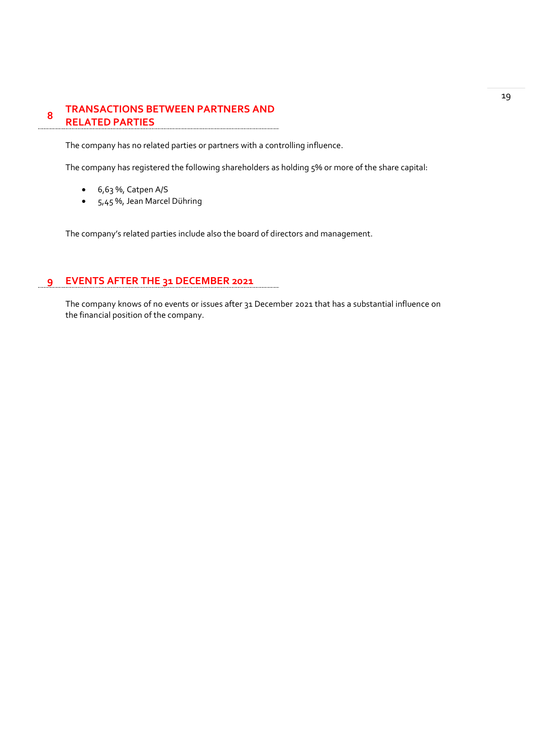## 8 TRANSACTIONS BETWEEN PARTNERS AND RELATED PARTIES

The company has no related parties or partners with a controlling influence.

The company has registered the following shareholders as holding 5% or more of the share capital:

- 6,63 %, Catpen A/S
- 5,45 %, Jean Marcel Dühring

The company's related parties include also the board of directors and management.

## 9 EVENTS AFTER THE 31 DECEMBER 2021

The company knows of no events or issues after 31 December 2021 that has a substantial influence on the financial position of the company.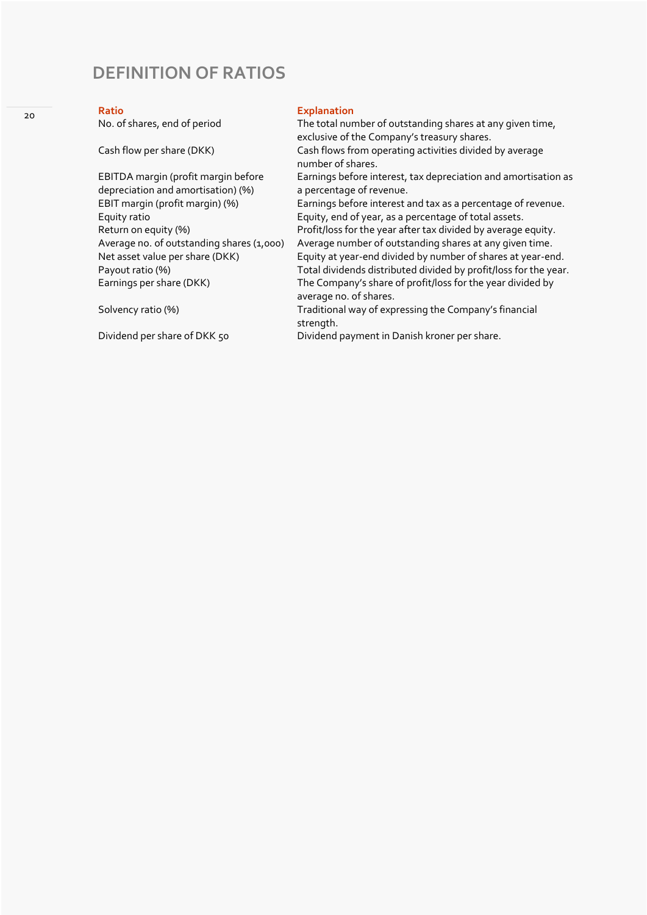# DEFINITION OF RATIOS

| Ratio | Explanation |
|---|---|
| No. of shares, end of period | The total number of outstanding shares at any given time, exclusive of the Company's treasury shares. |
| Cash flow per share (DKK) | Cash flows from operating activities divided by average number of shares. |
| EBITDA margin (profit margin before depreciation and amortisation) (%) | Earnings before interest, tax depreciation and amortisation as a percentage of revenue. |
| EBIT margin (profit margin) (%) | Earnings before interest and tax as a percentage of revenue. |
| Equity ratio | Equity, end of year, as a percentage of total assets. |
| Return on equity (%) | Profit/loss for the year after tax divided by average equity. |
| Average no. of outstanding shares (1,000) | Average number of outstanding shares at any given time. |
| Net asset value per share (DKK) | Equity at year-end divided by number of shares at year-end. |
| Payout ratio (%) | Total dividends distributed divided by profit/loss for the year. |
| Earnings per share (DKK) | The Company's share of profit/loss for the year divided by average no. of shares. |
| Solvency ratio (%) | Traditional way of expressing the Company's financial strength. |
| Dividend per share of DKK 50 | Dividend payment in Danish kroner per share. |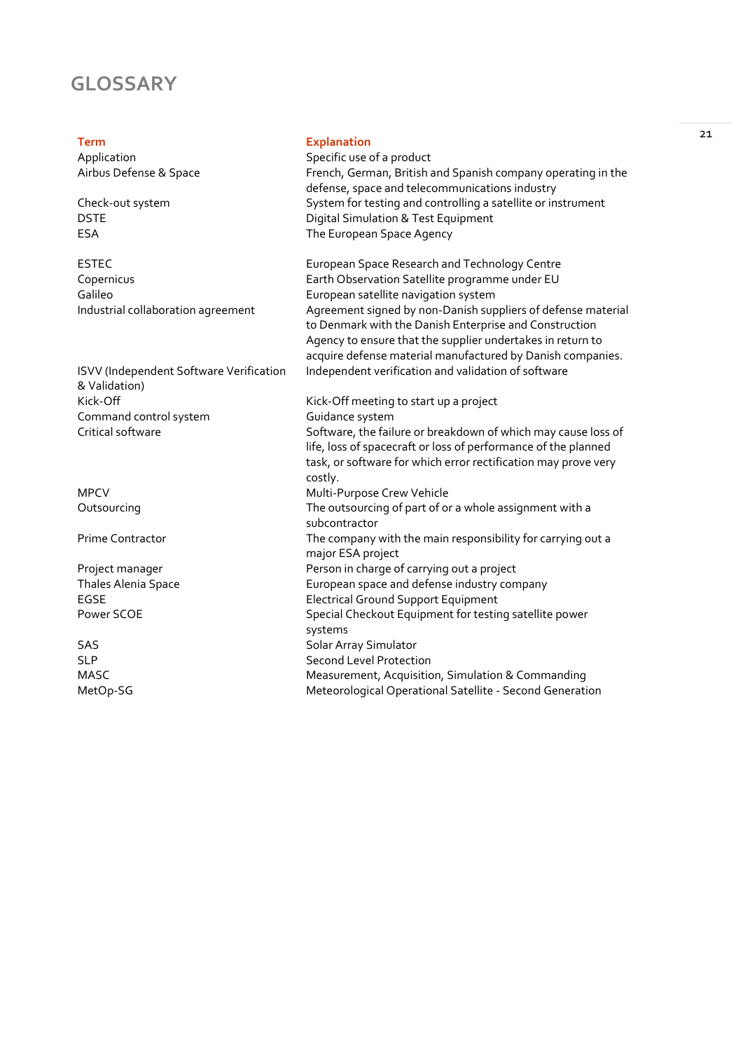# GLOSSARY

| Term | Explanation |
|---|---|
| Application | Specific use of a product |
| Airbus Defense & Space | French, German, British and Spanish company operating in the defense, space and telecommunications industry |
| Check-out system | System for testing and controlling a satellite or instrument |
| DSTE | Digital Simulation & Test Equipment |
| ESA | The European Space Agency |
| ESTEC | European Space Research and Technology Centre |
| Copernicus | Earth Observation Satellite programme under EU |
| Galileo | European satellite navigation system |
| Industrial collaboration agreement | Agreement signed by non-Danish suppliers of defense material to Denmark with the Danish Enterprise and Construction Agency to ensure that the supplier undertakes in return to acquire defense material manufactured by Danish companies. |
| ISVV (Independent Software Verification & Validation) | Independent verification and validation of software |
| Kick-Off | Kick-Off meeting to start up a project |
| Command control system | Guidance system |
| Critical software | Software, the failure or breakdown of which may cause loss of life, loss of spacecraft or loss of performance of the planned task, or software for which error rectification may prove very costly. |
| MPCV | Multi-Purpose Crew Vehicle |
| Outsourcing | The outsourcing of part of or a whole assignment with a subcontractor |
| Prime Contractor | The company with the main responsibility for carrying out a major ESA project |
| Project manager | Person in charge of carrying out a project |
| Thales Alenia Space | European space and defense industry company |
| EGSE | Electrical Ground Support Equipment |
| Power SCOE | Special Checkout Equipment for testing satellite power systems |
| SAS | Solar Array Simulator |
| SLP | Second Level Protection |
| MASC | Measurement, Acquisition, Simulation & Commanding |
| MetOp-SG | Meteorological Operational Satellite - Second Generation |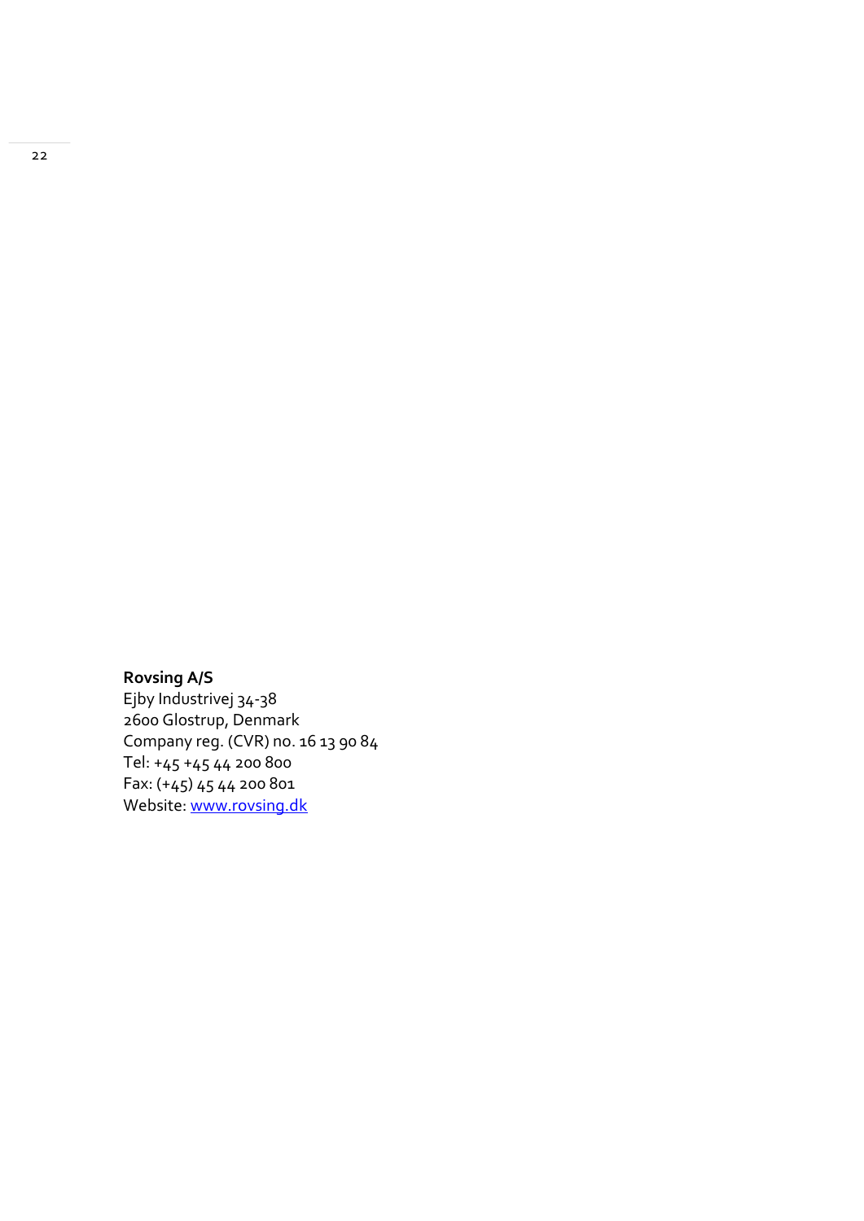**Rovsing A/S**
Ejby Industrivej 34-38
2600 Glostrup, Denmark
Company reg. (CVR) no. 16 13 90 84
Tel: +45 +45 44 200 800
Fax: (+45) 45 44 200 801
Website: [www.rovsing.dk](http://www.rovsing.dk)